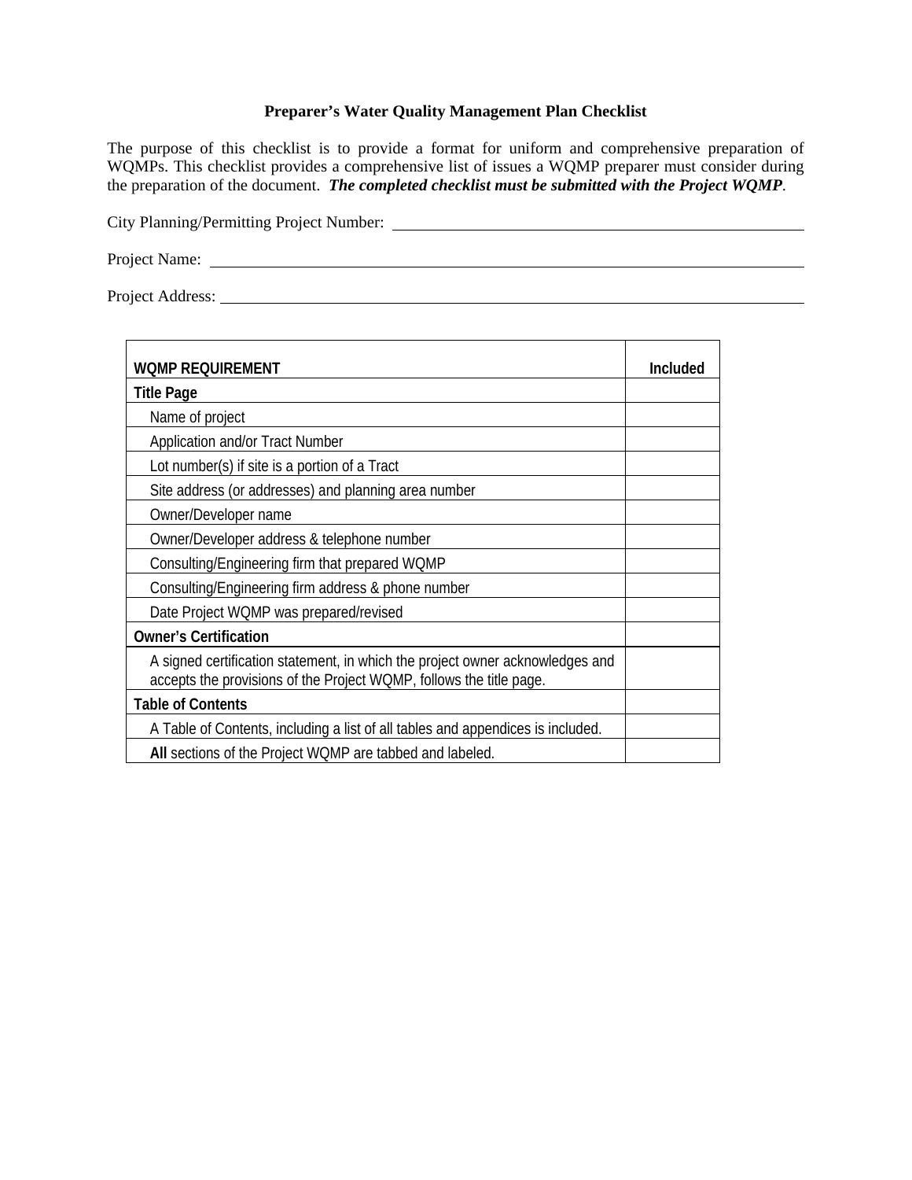# Preparer's Water Quality Management Plan Checklist

The purpose of this checklist is to provide a format for uniform and comprehensive preparation of WQMPs. This checklist provides a comprehensive list of issues a WQMP preparer must consider during the preparation of the document. ***The completed checklist must be submitted with the Project WQMP***.

City Planning/Permitting Project Number: ______________________________

Project Name: ______________________________

Project Address: ______________________________

| WQMP REQUIREMENT | Included |
|---|---|
| **Title Page** | |
| Name of project | |
| Application and/or Tract Number | |
| Lot number(s) if site is a portion of a Tract | |
| Site address (or addresses) and planning area number | |
| Owner/Developer name | |
| Owner/Developer address & telephone number | |
| Consulting/Engineering firm that prepared WQMP | |
| Consulting/Engineering firm address & phone number | |
| Date Project WQMP was prepared/revised | |
| **Owner's Certification** | |
| A signed certification statement, in which the project owner acknowledges and accepts the provisions of the Project WQMP, follows the title page. | |
| **Table of Contents** | |
| A Table of Contents, including a list of all tables and appendices is included. | |
| **All** sections of the Project WQMP are tabbed and labeled. | |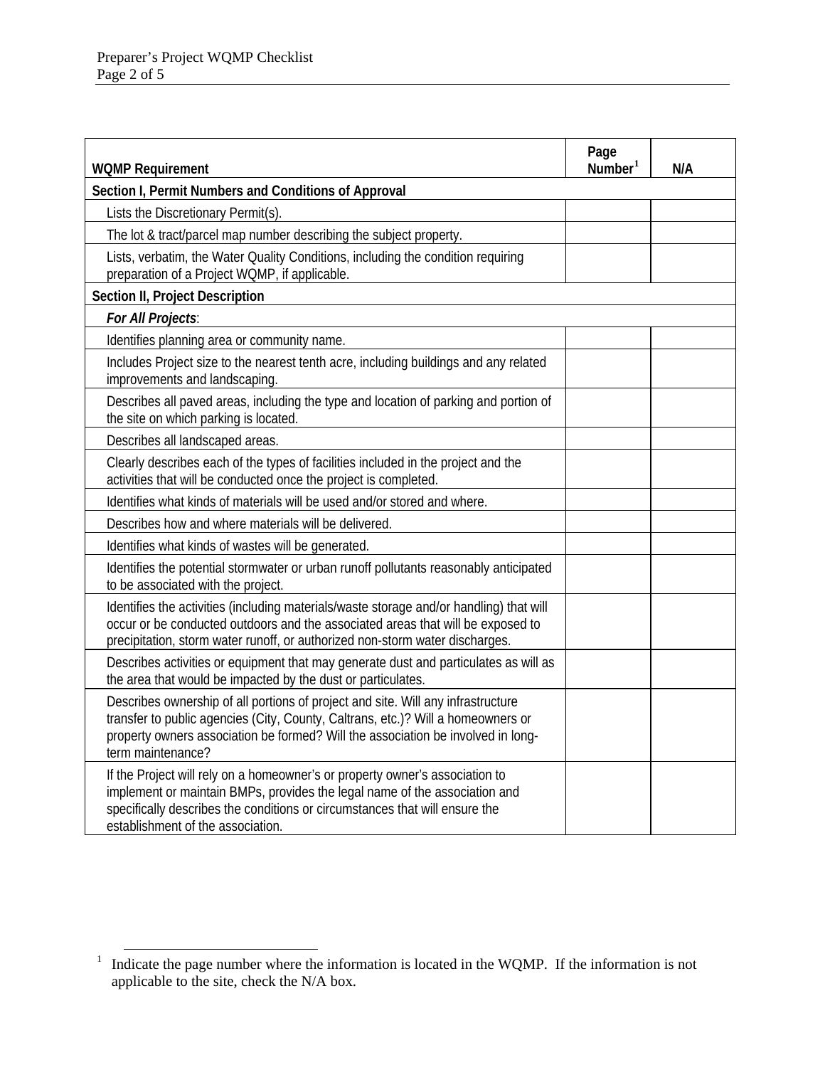| WQMP Requirement | Page Number[1] | N/A |
|---|---|---|
| **Section I, Permit Numbers and Conditions of Approval** | | |
| Lists the Discretionary Permit(s). | | |
| The lot & tract/parcel map number describing the subject property. | | |
| Lists, verbatim, the Water Quality Conditions, including the condition requiring preparation of a Project WQMP, if applicable. | | |
| **Section II, Project Description** | | |
| ***For All Projects*:** | | |
| Identifies planning area or community name. | | |
| Includes Project size to the nearest tenth acre, including buildings and any related improvements and landscaping. | | |
| Describes all paved areas, including the type and location of parking and portion of the site on which parking is located. | | |
| Describes all landscaped areas. | | |
| Clearly describes each of the types of facilities included in the project and the activities that will be conducted once the project is completed. | | |
| Identifies what kinds of materials will be used and/or stored and where. | | |
| Describes how and where materials will be delivered. | | |
| Identifies what kinds of wastes will be generated. | | |
| Identifies the potential stormwater or urban runoff pollutants reasonably anticipated to be associated with the project. | | |
| Identifies the activities (including materials/waste storage and/or handling) that will occur or be conducted outdoors and the associated areas that will be exposed to precipitation, storm water runoff, or authorized non-storm water discharges. | | |
| Describes activities or equipment that may generate dust and particulates as will as the area that would be impacted by the dust or particulates. | | |
| Describes ownership of all portions of project and site. Will any infrastructure transfer to public agencies (City, County, Caltrans, etc.)? Will a homeowners or property owners association be formed? Will the association be involved in long-term maintenance? | | |
| If the Project will rely on a homeowner's or property owner's association to implement or maintain BMPs, provides the legal name of the association and specifically describes the conditions or circumstances that will ensure the establishment of the association. | | |

[1] Indicate the page number where the information is located in the WQMP. If the information is not applicable to the site, check the N/A box.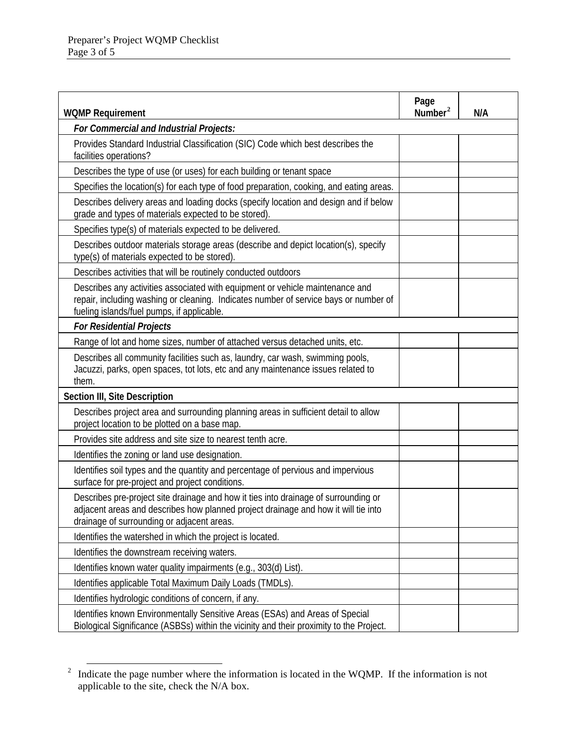| WQMP Requirement | Page Number[2] | N/A |
|---|---|---|
| ***For Commercial and Industrial Projects:*** | | |
| Provides Standard Industrial Classification (SIC) Code which best describes the facilities operations? | | |
| Describes the type of use (or uses) for each building or tenant space | | |
| Specifies the location(s) for each type of food preparation, cooking, and eating areas. | | |
| Describes delivery areas and loading docks (specify location and design and if below grade and types of materials expected to be stored). | | |
| Specifies type(s) of materials expected to be delivered. | | |
| Describes outdoor materials storage areas (describe and depict location(s), specify type(s) of materials expected to be stored). | | |
| Describes activities that will be routinely conducted outdoors | | |
| Describes any activities associated with equipment or vehicle maintenance and repair, including washing or cleaning. Indicates number of service bays or number of fueling islands/fuel pumps, if applicable. | | |
| ***For Residential Projects*** | | |
| Range of lot and home sizes, number of attached versus detached units, etc. | | |
| Describes all community facilities such as, laundry, car wash, swimming pools, Jacuzzi, parks, open spaces, tot lots, etc and any maintenance issues related to them. | | |
| **Section III, Site Description** | | |
| Describes project area and surrounding planning areas in sufficient detail to allow project location to be plotted on a base map. | | |
| Provides site address and site size to nearest tenth acre. | | |
| Identifies the zoning or land use designation. | | |
| Identifies soil types and the quantity and percentage of pervious and impervious surface for pre-project and project conditions. | | |
| Describes pre-project site drainage and how it ties into drainage of surrounding or adjacent areas and describes how planned project drainage and how it will tie into drainage of surrounding or adjacent areas. | | |
| Identifies the watershed in which the project is located. | | |
| Identifies the downstream receiving waters. | | |
| Identifies known water quality impairments (e.g., 303(d) List). | | |
| Identifies applicable Total Maximum Daily Loads (TMDLs). | | |
| Identifies hydrologic conditions of concern, if any. | | |
| Identifies known Environmentally Sensitive Areas (ESAs) and Areas of Special Biological Significance (ASBSs) within the vicinity and their proximity to the Project. | | |

[2] Indicate the page number where the information is located in the WQMP. If the information is not applicable to the site, check the N/A box.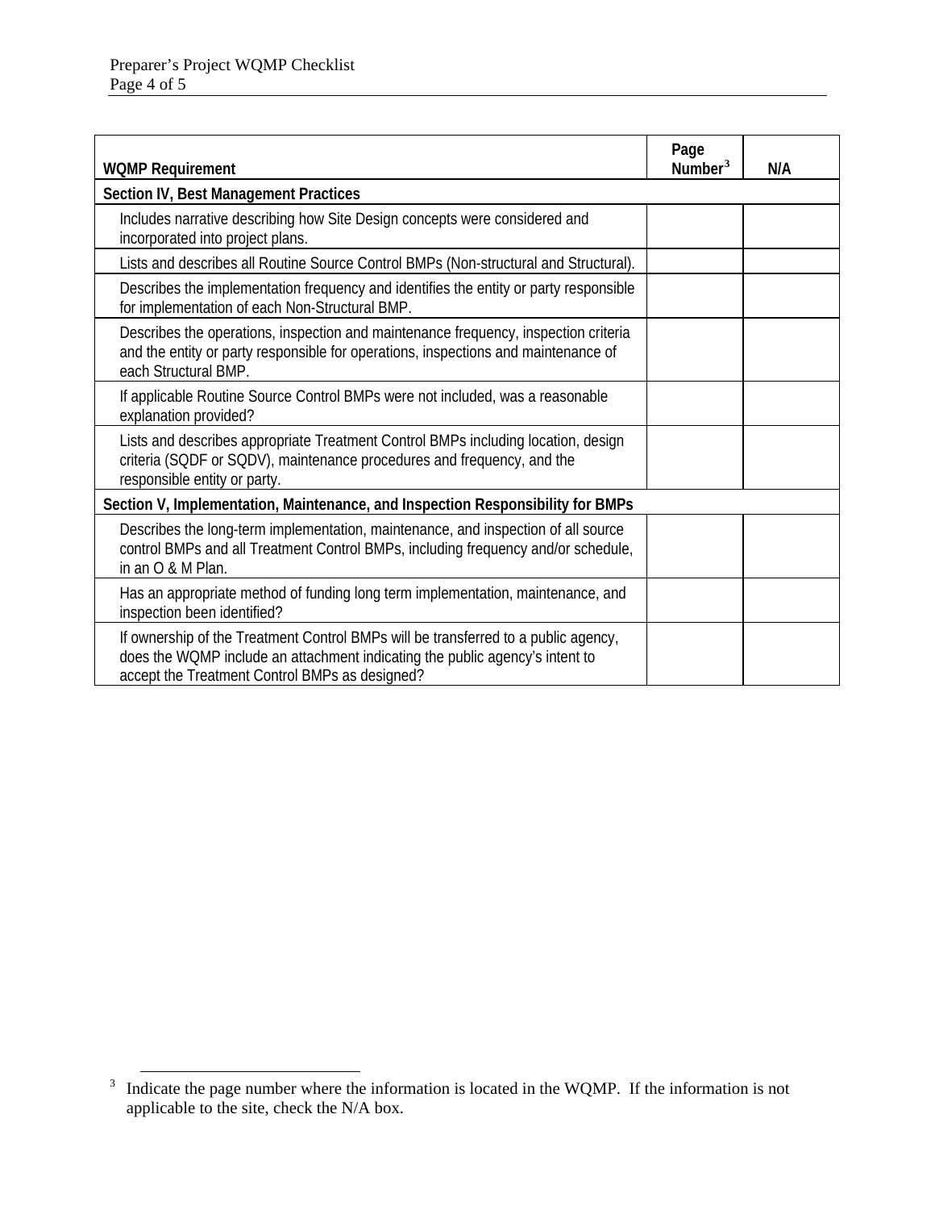| WQMP Requirement | Page Number[3] | N/A |
|---|---|---|
| **Section IV, Best Management Practices** | | |
| Includes narrative describing how Site Design concepts were considered and incorporated into project plans. | | |
| Lists and describes all Routine Source Control BMPs (Non-structural and Structural). | | |
| Describes the implementation frequency and identifies the entity or party responsible for implementation of each Non-Structural BMP. | | |
| Describes the operations, inspection and maintenance frequency, inspection criteria and the entity or party responsible for operations, inspections and maintenance of each Structural BMP. | | |
| If applicable Routine Source Control BMPs were not included, was a reasonable explanation provided? | | |
| Lists and describes appropriate Treatment Control BMPs including location, design criteria (SQDF or SQDV), maintenance procedures and frequency, and the responsible entity or party. | | |
| **Section V, Implementation, Maintenance, and Inspection Responsibility for BMPs** | | |
| Describes the long-term implementation, maintenance, and inspection of all source control BMPs and all Treatment Control BMPs, including frequency and/or schedule, in an O & M Plan. | | |
| Has an appropriate method of funding long term implementation, maintenance, and inspection been identified? | | |
| If ownership of the Treatment Control BMPs will be transferred to a public agency, does the WQMP include an attachment indicating the public agency's intent to accept the Treatment Control BMPs as designed? | | |

[3] Indicate the page number where the information is located in the WQMP. If the information is not applicable to the site, check the N/A box.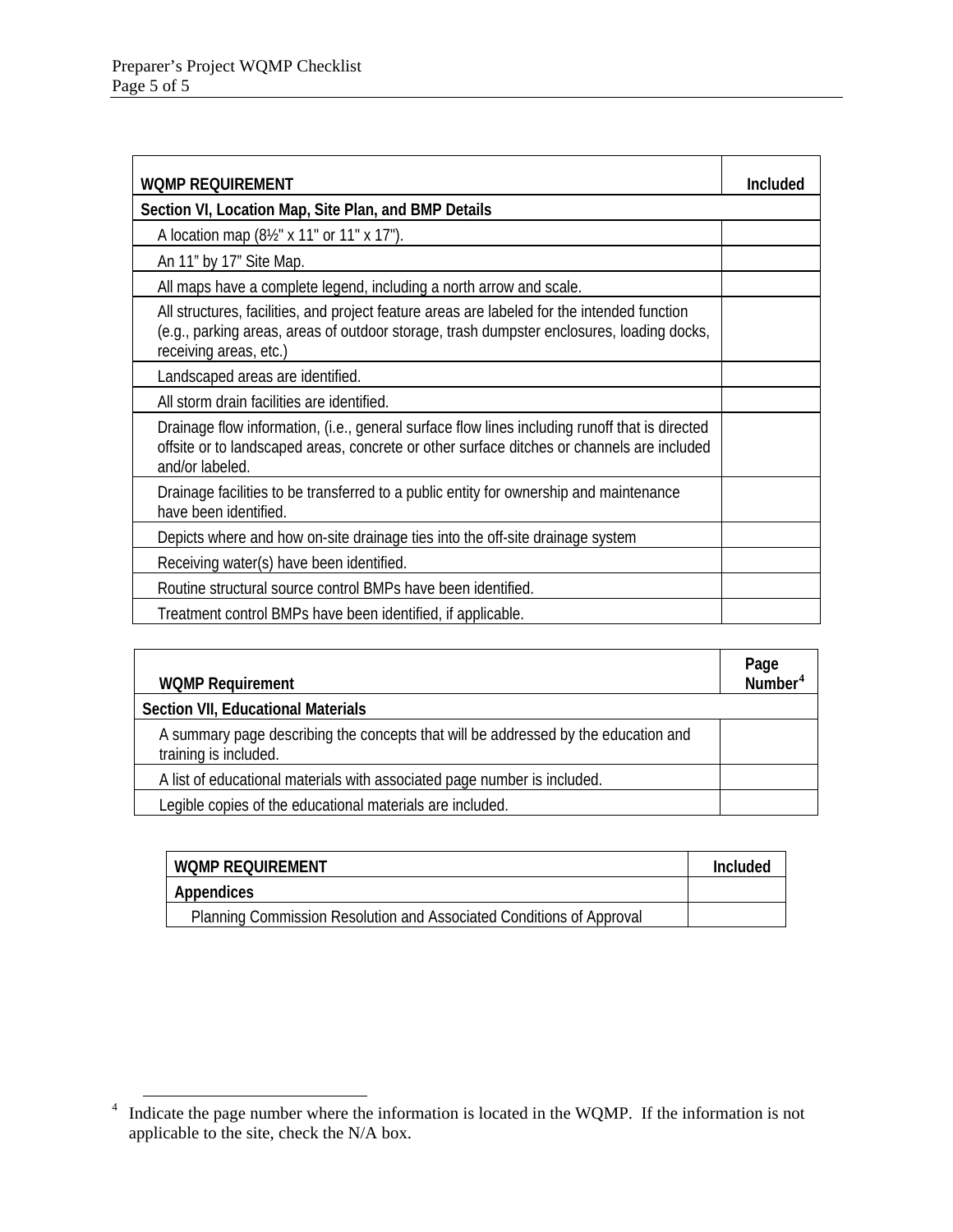| WQMP REQUIREMENT | Included |
|---|---|
| **Section VI, Location Map, Site Plan, and BMP Details** | |
| A location map (8½" x 11" or 11" x 17"). | |
| An 11" by 17" Site Map. | |
| All maps have a complete legend, including a north arrow and scale. | |
| All structures, facilities, and project feature areas are labeled for the intended function (e.g., parking areas, areas of outdoor storage, trash dumpster enclosures, loading docks, receiving areas, etc.) | |
| Landscaped areas are identified. | |
| All storm drain facilities are identified. | |
| Drainage flow information, (i.e., general surface flow lines including runoff that is directed offsite or to landscaped areas, concrete or other surface ditches or channels are included and/or labeled. | |
| Drainage facilities to be transferred to a public entity for ownership and maintenance have been identified. | |
| Depicts where and how on-site drainage ties into the off-site drainage system | |
| Receiving water(s) have been identified. | |
| Routine structural source control BMPs have been identified. | |
| Treatment control BMPs have been identified, if applicable. | |

| WQMP Requirement | Page Number[4] |
|---|---|
| **Section VII, Educational Materials** | |
| A summary page describing the concepts that will be addressed by the education and training is included. | |
| A list of educational materials with associated page number is included. | |
| Legible copies of the educational materials are included. | |

| WQMP REQUIREMENT | Included |
|---|---|
| **Appendices** | |
| Planning Commission Resolution and Associated Conditions of Approval | |

[4] Indicate the page number where the information is located in the WQMP. If the information is not applicable to the site, check the N/A box.